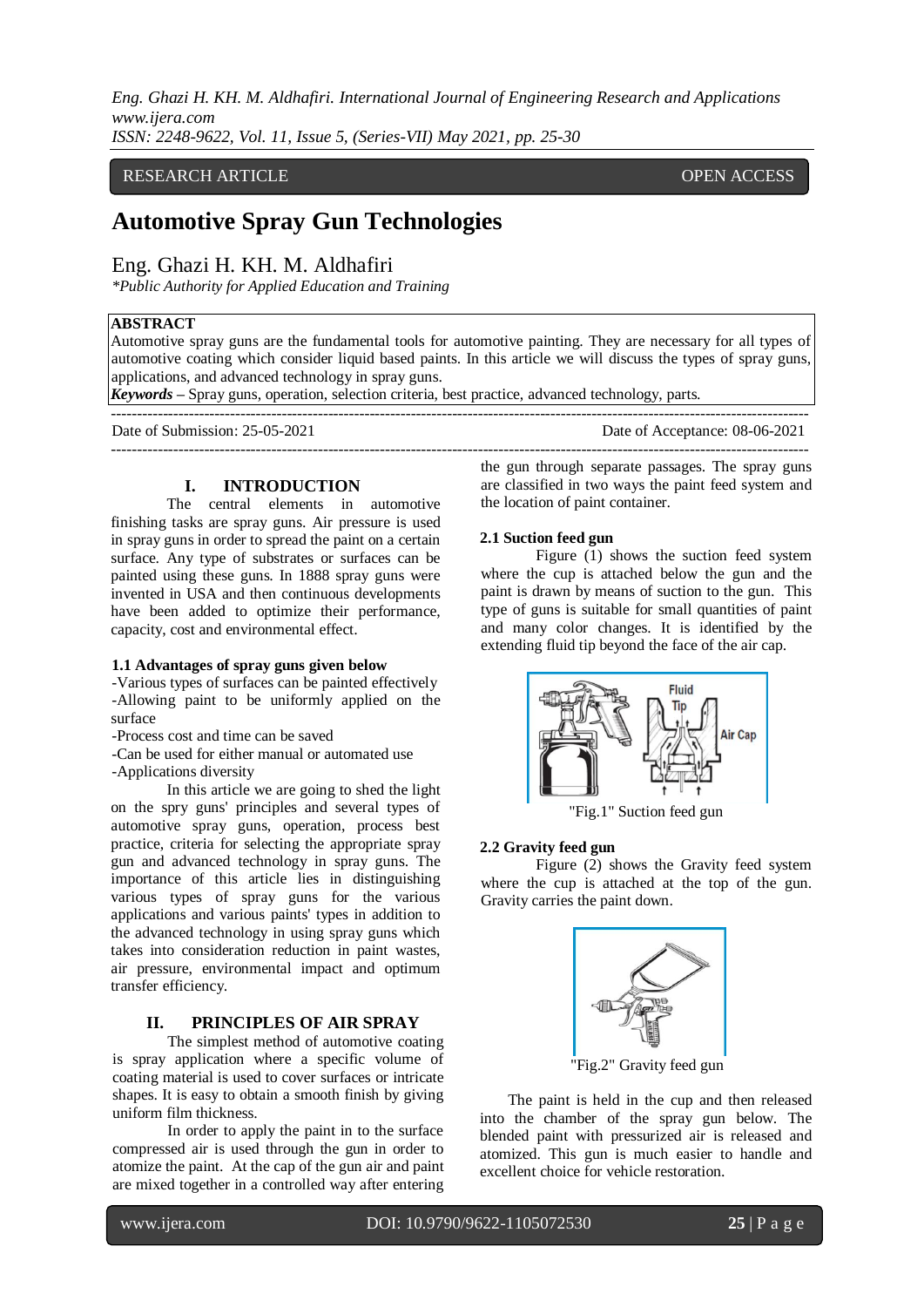RESEARCH ARTICLE OPEN ACCESS

# Automotive Spray Gun Technologies

Eng. Ghazi H. KH. M. Aldhafiri

*\*Public Authority for Applied Education and Training*

**ABSTRACT**

Automotive spray guns are the fundamental tools for automotive painting. They are necessary for all types of automotive coating which consider liquid based paints. In this article we will discuss the types of spray guns, applications, and advanced technology in spray guns.

***Keywords*** – Spray guns, operation, selection criteria, best practice, advanced technology, parts.

Date of Submission: 25-05-2021 Date of Acceptance: 08-06-2021

## I. INTRODUCTION

The central elements in automotive finishing tasks are spray guns. Air pressure is used in spray guns in order to spread the paint on a certain surface. Any type of substrates or surfaces can be painted using these guns. In 1888 spray guns were invented in USA and then continuous developments have been added to optimize their performance, capacity, cost and environmental effect.

### 1.1 Advantages of spray guns given below

-Various types of surfaces can be painted effectively
-Allowing paint to be uniformly applied on the surface
-Process cost and time can be saved
-Can be used for either manual or automated use
-Applications diversity

In this article we are going to shed the light on the spry guns' principles and several types of automotive spray guns, operation, process best practice, criteria for selecting the appropriate spray gun and advanced technology in spray guns. The importance of this article lies in distinguishing various types of spray guns for the various applications and various paints' types in addition to the advanced technology in using spray guns which takes into consideration reduction in paint wastes, air pressure, environmental impact and optimum transfer efficiency.

## II. PRINCIPLES OF AIR SPRAY

The simplest method of automotive coating is spray application where a specific volume of coating material is used to cover surfaces or intricate shapes. It is easy to obtain a smooth finish by giving uniform film thickness.

In order to apply the paint in to the surface compressed air is used through the gun in order to atomize the paint. At the cap of the gun air and paint are mixed together in a controlled way after entering the gun through separate passages. The spray guns are classified in two ways the paint feed system and the location of paint container.

### 2.1 Suction feed gun

Figure (1) shows the suction feed system where the cup is attached below the gun and the paint is drawn by means of suction to the gun. This type of guns is suitable for small quantities of paint and many color changes. It is identified by the extending fluid tip beyond the face of the air cap.

Fluid Tip
Air Cap

"Fig.1" Suction feed gun

### 2.2 Gravity feed gun

Figure (2) shows the Gravity feed system where the cup is attached at the top of the gun. Gravity carries the paint down.

"Fig.2" Gravity feed gun

The paint is held in the cup and then released into the chamber of the spray gun below. The blended paint with pressurized air is released and atomized. This gun is much easier to handle and excellent choice for vehicle restoration.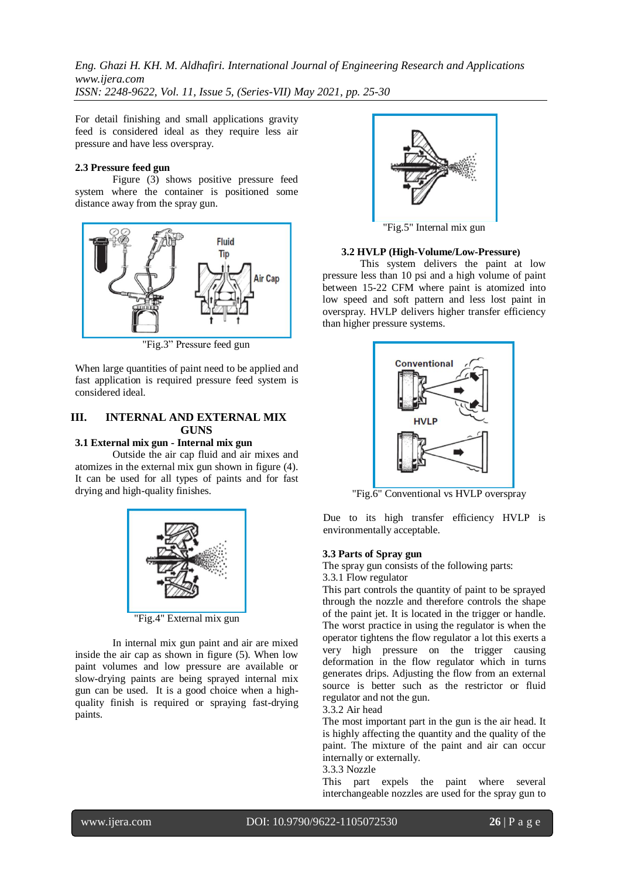For detail finishing and small applications gravity feed is considered ideal as they require less air pressure and have less overspray.

### 2.3 Pressure feed gun

Figure (3) shows positive pressure feed system where the container is positioned some distance away from the spray gun.

"Fig.3" Pressure feed gun

When large quantities of paint need to be applied and fast application is required pressure feed system is considered ideal.

## III. INTERNAL AND EXTERNAL MIX GUNS

### 3.1 External mix gun - Internal mix gun

Outside the air cap fluid and air mixes and atomizes in the external mix gun shown in figure (4). It can be used for all types of paints and for fast drying and high-quality finishes.

"Fig.4" External mix gun

In internal mix gun paint and air are mixed inside the air cap as shown in figure (5). When low paint volumes and low pressure are available or slow-drying paints are being sprayed internal mix gun can be used. It is a good choice when a high-quality finish is required or spraying fast-drying paints.

"Fig.5" Internal mix gun

### 3.2 HVLP (High-Volume/Low-Pressure)

This system delivers the paint at low pressure less than 10 psi and a high volume of paint between 15-22 CFM where paint is atomized into low speed and soft pattern and less lost paint in overspray. HVLP delivers higher transfer efficiency than higher pressure systems.

"Fig.6" Conventional vs HVLP overspray

Due to its high transfer efficiency HVLP is environmentally acceptable.

### 3.3 Parts of Spray gun

The spray gun consists of the following parts:

3.3.1 Flow regulator

This part controls the quantity of paint to be sprayed through the nozzle and therefore controls the shape of the paint jet. It is located in the trigger or handle. The worst practice in using the regulator is when the operator tightens the flow regulator a lot this exerts a very high pressure on the trigger causing deformation in the flow regulator which in turns generates drips. Adjusting the flow from an external source is better such as the restrictor or fluid regulator and not the gun.

3.3.2 Air head

The most important part in the gun is the air head. It is highly affecting the quantity and the quality of the paint. The mixture of the paint and air can occur internally or externally.

3.3.3 Nozzle

This part expels the paint where several interchangeable nozzles are used for the spray gun to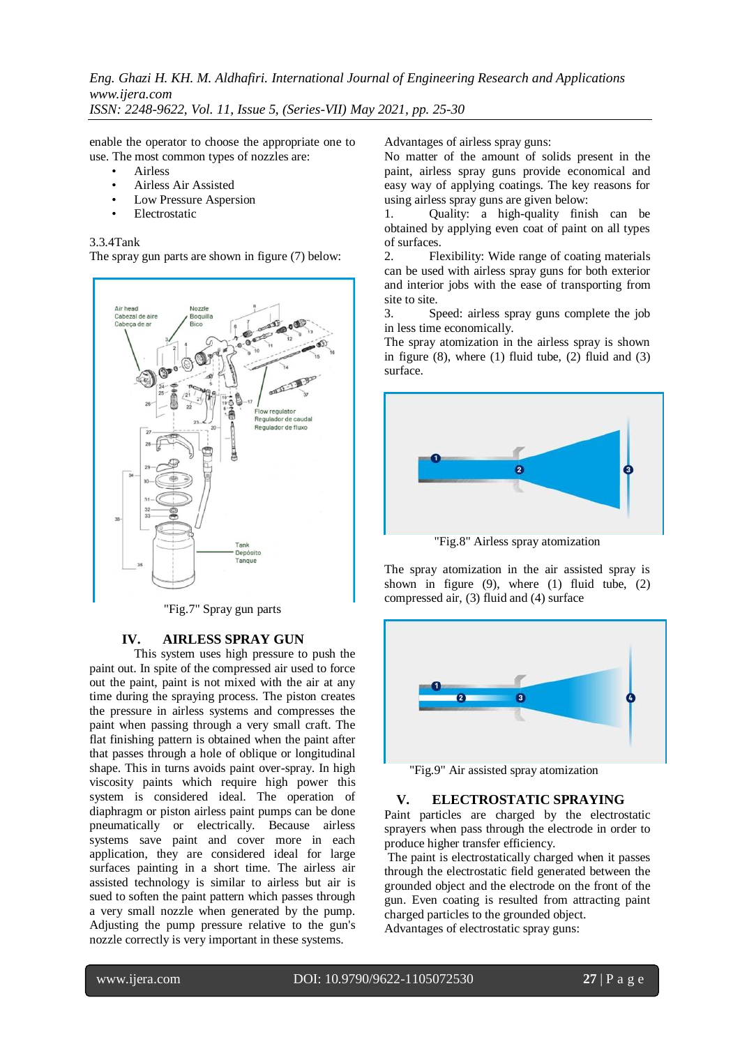enable the operator to choose the appropriate one to use. The most common types of nozzles are:

- Airless
- Airless Air Assisted
- Low Pressure Aspersion
- Electrostatic

3.3.4Tank

The spray gun parts are shown in figure (7) below:

"Fig.7" Spray gun parts

## IV. AIRLESS SPRAY GUN

This system uses high pressure to push the paint out. In spite of the compressed air used to force out the paint, paint is not mixed with the air at any time during the spraying process. The piston creates the pressure in airless systems and compresses the paint when passing through a very small craft. The flat finishing pattern is obtained when the paint after that passes through a hole of oblique or longitudinal shape. This in turns avoids paint over-spray. In high viscosity paints which require high power this system is considered ideal. The operation of diaphragm or piston airless paint pumps can be done pneumatically or electrically. Because airless systems save paint and cover more in each application, they are considered ideal for large surfaces painting in a short time. The airless air assisted technology is similar to airless but air is sued to soften the paint pattern which passes through a very small nozzle when generated by the pump. Adjusting the pump pressure relative to the gun's nozzle correctly is very important in these systems.

Advantages of airless spray guns:

No matter of the amount of solids present in the paint, airless spray guns provide economical and easy way of applying coatings. The key reasons for using airless spray guns are given below:

1. Quality: a high-quality finish can be obtained by applying even coat of paint on all types of surfaces.
2. Flexibility: Wide range of coating materials can be used with airless spray guns for both exterior and interior jobs with the ease of transporting from site to site.
3. Speed: airless spray guns complete the job in less time economically.

The spray atomization in the airless spray is shown in figure (8), where (1) fluid tube, (2) fluid and (3) surface.

"Fig.8" Airless spray atomization

The spray atomization in the air assisted spray is shown in figure (9), where (1) fluid tube, (2) compressed air, (3) fluid and (4) surface

"Fig.9" Air assisted spray atomization

## V. ELECTROSTATIC SPRAYING

Paint particles are charged by the electrostatic sprayers when pass through the electrode in order to produce higher transfer efficiency.

The paint is electrostatically charged when it passes through the electrostatic field generated between the grounded object and the electrode on the front of the gun. Even coating is resulted from attracting paint charged particles to the grounded object.

Advantages of electrostatic spray guns: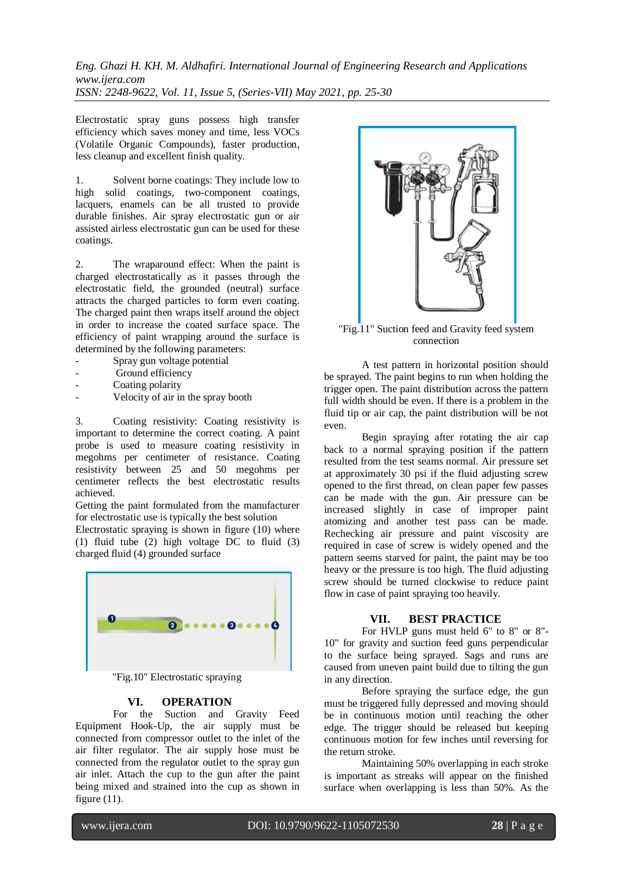Electrostatic spray guns possess high transfer efficiency which saves money and time, less VOCs (Volatile Organic Compounds), faster production, less cleanup and excellent finish quality.

1. Solvent borne coatings: They include low to high solid coatings, two-component coatings, lacquers, enamels can be all trusted to provide durable finishes. Air spray electrostatic gun or air assisted airless electrostatic gun can be used for these coatings.

2. The wraparound effect: When the paint is charged electrostatically as it passes through the electrostatic field, the grounded (neutral) surface attracts the charged particles to form even coating. The charged paint then wraps itself around the object in order to increase the coated surface space. The efficiency of paint wrapping around the surface is determined by the following parameters:

- Spray gun voltage potential
- Ground efficiency
- Coating polarity
- Velocity of air in the spray booth

3. Coating resistivity: Coating resistivity is important to determine the correct coating. A paint probe is used to measure coating resistivity in megohms per centimeter of resistance. Coating resistivity between 25 and 50 megohms per centimeter reflects the best electrostatic results achieved.

Getting the paint formulated from the manufacturer for electrostatic use is typically the best solution

Electrostatic spraying is shown in figure (10) where (1) fluid tube (2) high voltage DC to fluid (3) charged fluid (4) grounded surface

"Fig.10" Electrostatic spraying

## VI. OPERATION

For the Suction and Gravity Feed Equipment Hook-Up, the air supply must be connected from compressor outlet to the inlet of the air filter regulator. The air supply hose must be connected from the regulator outlet to the spray gun air inlet. Attach the cup to the gun after the paint being mixed and strained into the cup as shown in figure (11).

"Fig.11" Suction feed and Gravity feed system connection

A test pattern in horizontal position should be sprayed. The paint begins to run when holding the trigger open. The paint distribution across the pattern full width should be even. If there is a problem in the fluid tip or air cap, the paint distribution will be not even.

Begin spraying after rotating the air cap back to a normal spraying position if the pattern resulted from the test seams normal. Air pressure set at approximately 30 psi if the fluid adjusting screw opened to the first thread, on clean paper few passes can be made with the gun. Air pressure can be increased slightly in case of improper paint atomizing and another test pass can be made. Rechecking air pressure and paint viscosity are required in case of screw is widely opened and the pattern seems starved for paint, the paint may be too heavy or the pressure is too high. The fluid adjusting screw should be turned clockwise to reduce paint flow in case of paint spraying too heavily.

## VII. BEST PRACTICE

For HVLP guns must held 6" to 8" or 8"-10" for gravity and suction feed guns perpendicular to the surface being sprayed. Sags and runs are caused from uneven paint build due to tilting the gun in any direction.

Before spraying the surface edge, the gun must be triggered fully depressed and moving should be in continuous motion until reaching the other edge. The trigger should be released but keeping continuous motion for few inches until reversing for the return stroke.

Maintaining 50% overlapping in each stroke is important as streaks will appear on the finished surface when overlapping is less than 50%. As the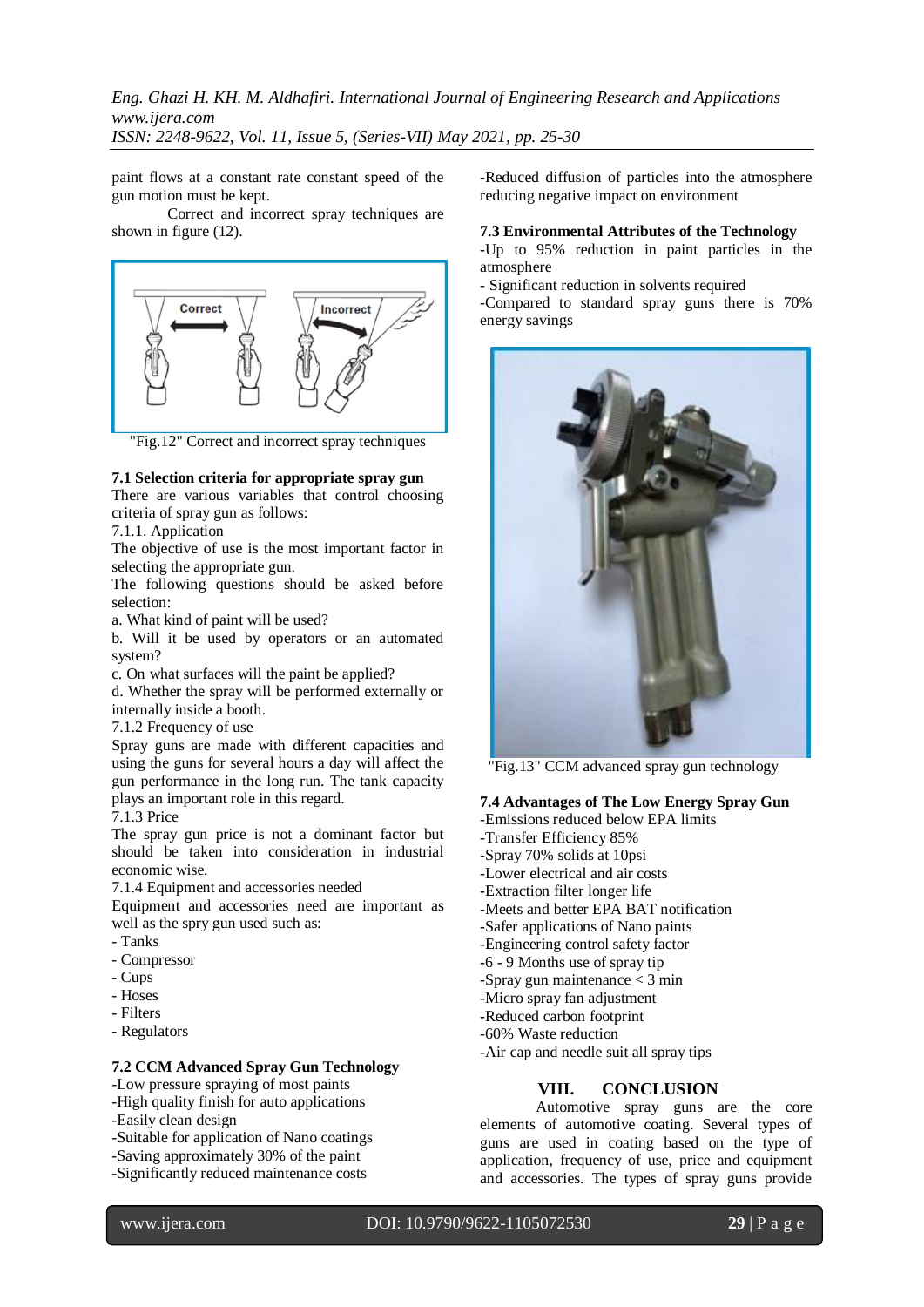paint flows at a constant rate constant speed of the gun motion must be kept.

Correct and incorrect spray techniques are shown in figure (12).

Correct

Incorrect

"Fig.12" Correct and incorrect spray techniques

### 7.1 Selection criteria for appropriate spray gun

There are various variables that control choosing criteria of spray gun as follows:

7.1.1. Application

The objective of use is the most important factor in selecting the appropriate gun.

The following questions should be asked before selection:

a. What kind of paint will be used?

b. Will it be used by operators or an automated system?

c. On what surfaces will the paint be applied?

d. Whether the spray will be performed externally or internally inside a booth.

7.1.2 Frequency of use

Spray guns are made with different capacities and using the guns for several hours a day will affect the gun performance in the long run. The tank capacity plays an important role in this regard.

7.1.3 Price

The spray gun price is not a dominant factor but should be taken into consideration in industrial economic wise.

7.1.4 Equipment and accessories needed

Equipment and accessories need are important as well as the spry gun used such as:

- Tanks
- Compressor
- Cups
- Hoses
- Filters
- Regulators

### 7.2 CCM Advanced Spray Gun Technology

-Low pressure spraying of most paints

-High quality finish for auto applications

-Easily clean design

-Suitable for application of Nano coatings

-Saving approximately 30% of the paint

-Significantly reduced maintenance costs

-Reduced diffusion of particles into the atmosphere reducing negative impact on environment

### 7.3 Environmental Attributes of the Technology

-Up to 95% reduction in paint particles in the atmosphere

- Significant reduction in solvents required

-Compared to standard spray guns there is 70% energy savings

"Fig.13" CCM advanced spray gun technology

### 7.4 Advantages of The Low Energy Spray Gun

-Emissions reduced below EPA limits

-Transfer Efficiency 85%

-Spray 70% solids at 10psi

-Lower electrical and air costs

-Extraction filter longer life

-Meets and better EPA BAT notification

-Safer applications of Nano paints

-Engineering control safety factor

-6 - 9 Months use of spray tip

-Spray gun maintenance < 3 min

-Micro spray fan adjustment

-Reduced carbon footprint

-60% Waste reduction

-Air cap and needle suit all spray tips

## VIII. CONCLUSION

Automotive spray guns are the core elements of automotive coating. Several types of guns are used in coating based on the type of application, frequency of use, price and equipment and accessories. The types of spray guns provide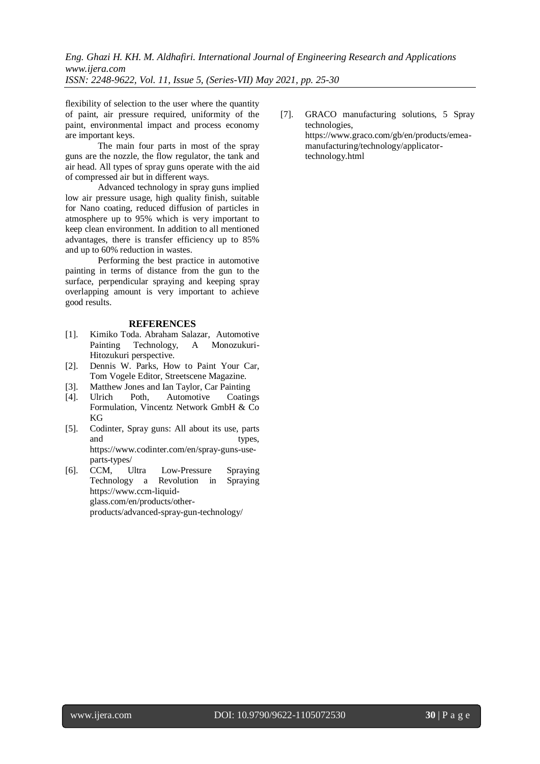flexibility of selection to the user where the quantity of paint, air pressure required, uniformity of the paint, environmental impact and process economy are important keys.

The main four parts in most of the spray guns are the nozzle, the flow regulator, the tank and air head. All types of spray guns operate with the aid of compressed air but in different ways.

Advanced technology in spray guns implied low air pressure usage, high quality finish, suitable for Nano coating, reduced diffusion of particles in atmosphere up to 95% which is very important to keep clean environment. In addition to all mentioned advantages, there is transfer efficiency up to 85% and up to 60% reduction in wastes.

Performing the best practice in automotive painting in terms of distance from the gun to the surface, perpendicular spraying and keeping spray overlapping amount is very important to achieve good results.

## REFERENCES

[1]. Kimiko Toda. Abraham Salazar, Automotive Painting Technology, A Monozukuri-Hitozukuri perspective.

[2]. Dennis W. Parks, How to Paint Your Car, Tom Vogele Editor, Streetscene Magazine.

[3]. Matthew Jones and Ian Taylor, Car Painting

[4]. Ulrich Poth, Automotive Coatings Formulation, Vincentz Network GmbH & Co KG

[5]. Codinter, Spray guns: All about its use, parts and types, https://www.codinter.com/en/spray-guns-use-parts-types/

[6]. CCM, Ultra Low-Pressure Spraying Technology a Revolution in Spraying https://www.ccm-liquid-glass.com/en/products/other-products/advanced-spray-gun-technology/

[7]. GRACO manufacturing solutions, 5 Spray technologies, https://www.graco.com/gb/en/products/emea-manufacturing/technology/applicator-technology.html